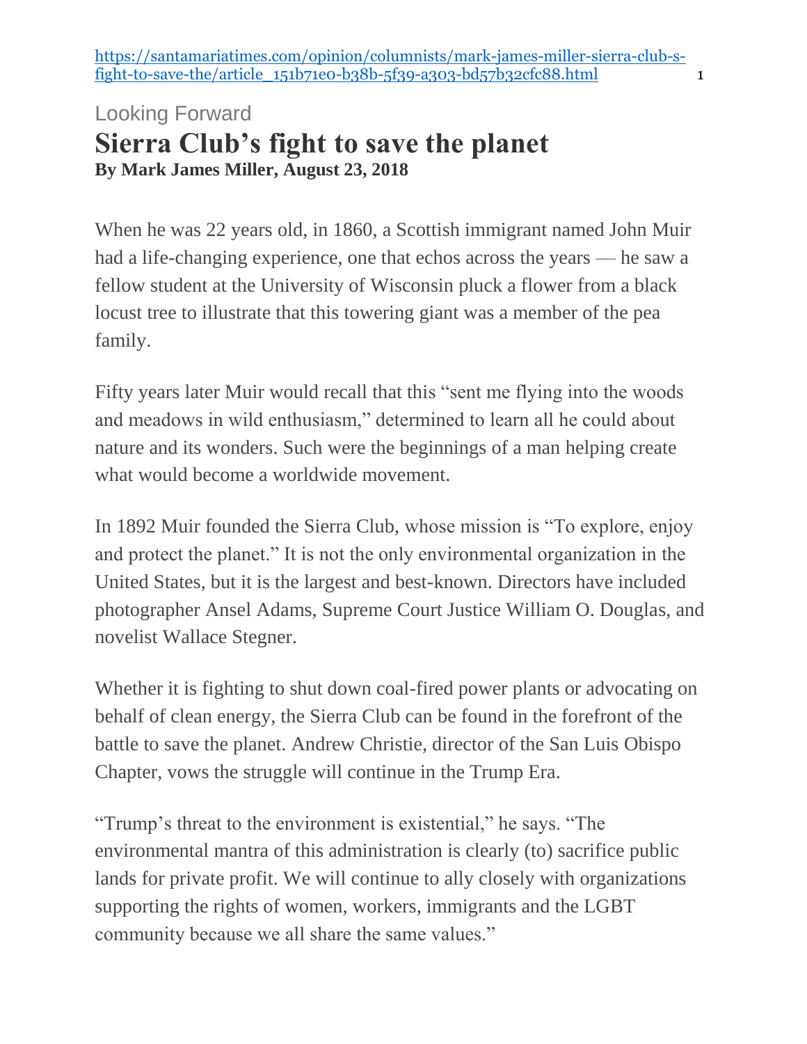https://santamariatimes.com/opinion/columnists/mark-james-miller-sierra-club-s-fight-to-save-the/article_151b71e0-b38b-5f39-a303-bd57b32cfc88.html

Looking Forward

# Sierra Club's fight to save the planet

**By Mark James Miller, August 23, 2018**

When he was 22 years old, in 1860, a Scottish immigrant named John Muir had a life-changing experience, one that echos across the years — he saw a fellow student at the University of Wisconsin pluck a flower from a black locust tree to illustrate that this towering giant was a member of the pea family.

Fifty years later Muir would recall that this "sent me flying into the woods and meadows in wild enthusiasm," determined to learn all he could about nature and its wonders. Such were the beginnings of a man helping create what would become a worldwide movement.

In 1892 Muir founded the Sierra Club, whose mission is "To explore, enjoy and protect the planet." It is not the only environmental organization in the United States, but it is the largest and best-known. Directors have included photographer Ansel Adams, Supreme Court Justice William O. Douglas, and novelist Wallace Stegner.

Whether it is fighting to shut down coal-fired power plants or advocating on behalf of clean energy, the Sierra Club can be found in the forefront of the battle to save the planet. Andrew Christie, director of the San Luis Obispo Chapter, vows the struggle will continue in the Trump Era.

"Trump's threat to the environment is existential," he says. "The environmental mantra of this administration is clearly (to) sacrifice public lands for private profit. We will continue to ally closely with organizations supporting the rights of women, workers, immigrants and the LGBT community because we all share the same values."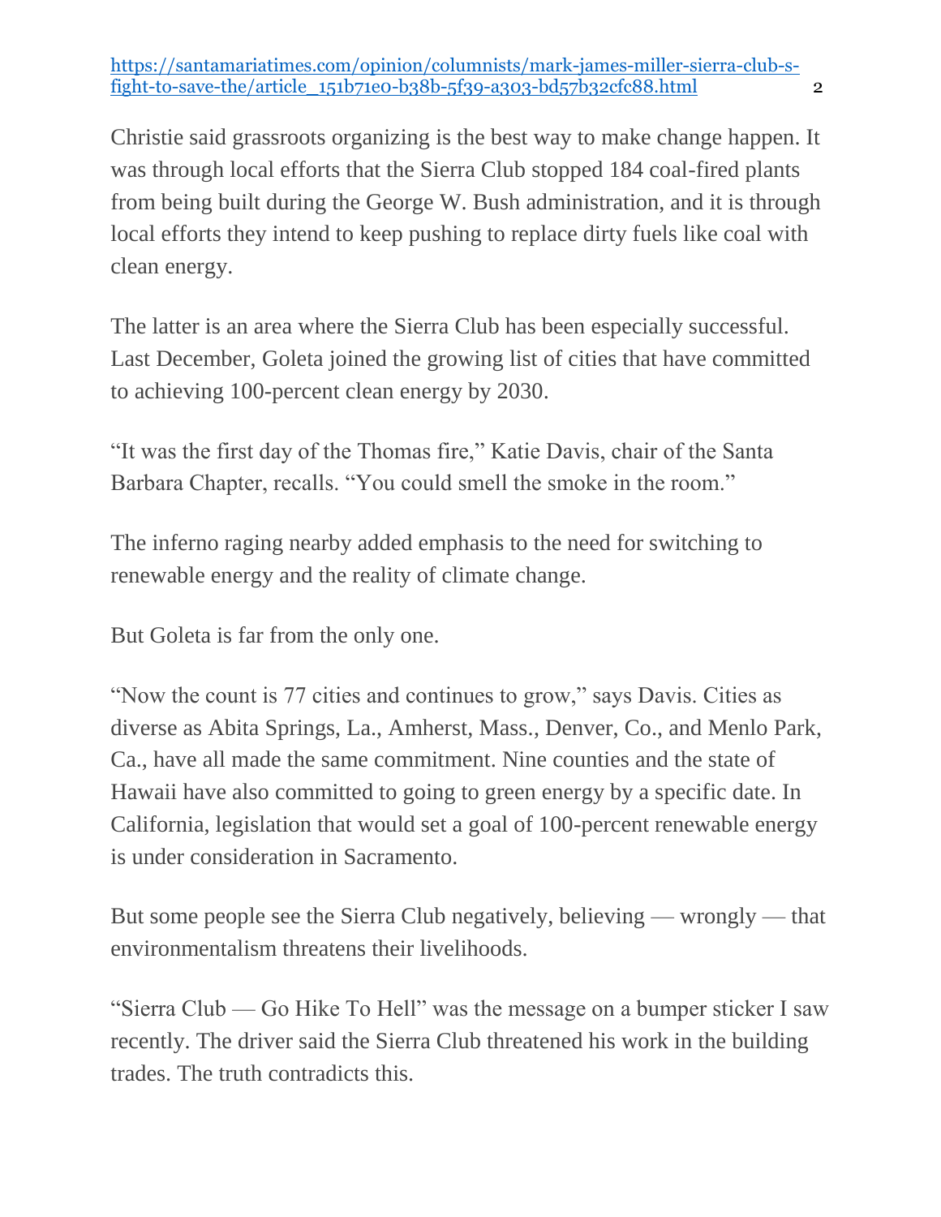Christie said grassroots organizing is the best way to make change happen. It was through local efforts that the Sierra Club stopped 184 coal-fired plants from being built during the George W. Bush administration, and it is through local efforts they intend to keep pushing to replace dirty fuels like coal with clean energy.

The latter is an area where the Sierra Club has been especially successful. Last December, Goleta joined the growing list of cities that have committed to achieving 100-percent clean energy by 2030.

"It was the first day of the Thomas fire," Katie Davis, chair of the Santa Barbara Chapter, recalls. "You could smell the smoke in the room."

The inferno raging nearby added emphasis to the need for switching to renewable energy and the reality of climate change.

But Goleta is far from the only one.

"Now the count is 77 cities and continues to grow," says Davis. Cities as diverse as Abita Springs, La., Amherst, Mass., Denver, Co., and Menlo Park, Ca., have all made the same commitment. Nine counties and the state of Hawaii have also committed to going to green energy by a specific date. In California, legislation that would set a goal of 100-percent renewable energy is under consideration in Sacramento.

But some people see the Sierra Club negatively, believing — wrongly — that environmentalism threatens their livelihoods.

"Sierra Club — Go Hike To Hell" was the message on a bumper sticker I saw recently. The driver said the Sierra Club threatened his work in the building trades. The truth contradicts this.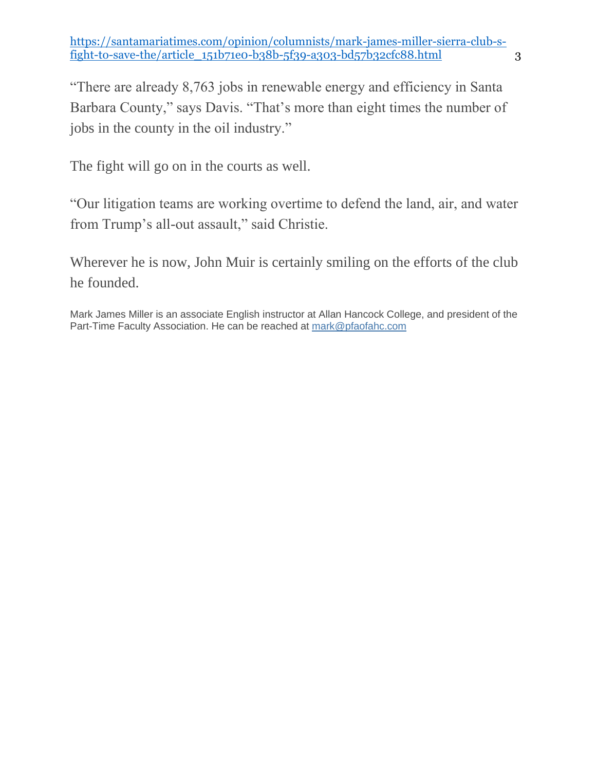"There are already 8,763 jobs in renewable energy and efficiency in Santa Barbara County," says Davis. "That's more than eight times the number of jobs in the county in the oil industry."

The fight will go on in the courts as well.

"Our litigation teams are working overtime to defend the land, air, and water from Trump's all-out assault," said Christie.

Wherever he is now, John Muir is certainly smiling on the efforts of the club he founded.

Mark James Miller is an associate English instructor at Allan Hancock College, and president of the Part-Time Faculty Association. He can be reached at mark@pfaofahc.com